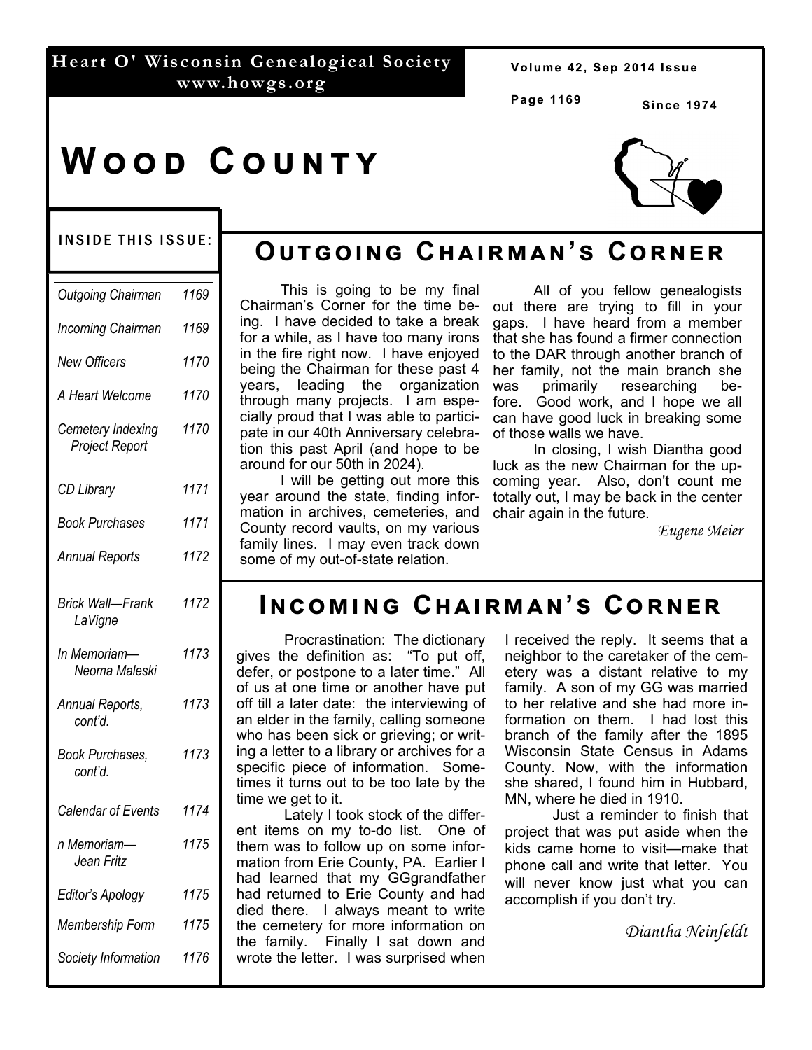# Wood County

Heart O' Wisconsin Genealogical Society
www.howgs.org

Volume 42, Sep 2014 Issue

Since 1974

## Inside This Issue:

| | |
|---|---|
| *Outgoing Chairman* | *1169* |
| *Incoming Chairman* | *1169* |
| *New Officers* | *1170* |
| *A Heart Welcome* | *1170* |
| *Cemetery Indexing Project Report* | *1170* |
| *CD Library* | *1171* |
| *Book Purchases* | *1171* |
| *Annual Reports* | *1172* |
| *Brick Wall—Frank LaVigne* | *1172* |
| *In Memoriam—Neoma Maleski* | *1173* |
| *Annual Reports, cont'd.* | *1173* |
| *Book Purchases, cont'd.* | *1173* |
| *Calendar of Events* | *1174* |
| *n Memoriam—Jean Fritz* | *1175* |
| *Editor's Apology* | *1175* |
| *Membership Form* | *1175* |
| *Society Information* | *1176* |

## Outgoing Chairman's Corner

This is going to be my final Chairman's Corner for the time being. I have decided to take a break for a while, as I have too many irons in the fire right now. I have enjoyed being the Chairman for these past 4 years, leading the organization through many projects. I am especially proud that I was able to participate in our 40th Anniversary celebration this past April (and hope to be around for our 50th in 2024).

I will be getting out more this year around the state, finding information in archives, cemeteries, and County record vaults, on my various family lines. I may even track down some of my out-of-state relation.

All of you fellow genealogists out there are trying to fill in your gaps. I have heard from a member that she has found a firmer connection to the DAR through another branch of her family, not the main branch she was primarily researching before. Good work, and I hope we all can have good luck in breaking some of those walls we have.

In closing, I wish Diantha good luck as the new Chairman for the upcoming year. Also, don't count me totally out, I may be back in the center chair again in the future.

*Eugene Meier*

## Incoming Chairman's Corner

Procrastination: The dictionary gives the definition as: "To put off, defer, or postpone to a later time." All of us at one time or another have put off till a later date: the interviewing of an elder in the family, calling someone who has been sick or grieving; or writing a letter to a library or archives for a specific piece of information. Sometimes it turns out to be too late by the time we get to it.

Lately I took stock of the different items on my to-do list. One of them was to follow up on some information from Erie County, PA. Earlier I had learned that my GGgrandfather had returned to Erie County and had died there. I always meant to write the cemetery for more information on the family. Finally I sat down and wrote the letter. I was surprised when I received the reply. It seems that a neighbor to the caretaker of the cemetery was a distant relative to my family. A son of my GG was married to her relative and she had more information on them. I had lost this branch of the family after the 1895 Wisconsin State Census in Adams County. Now, with the information she shared, I found him in Hubbard, MN, where he died in 1910.

Just a reminder to finish that project that was put aside when the kids came home to visit—make that phone call and write that letter. You will never know just what you can accomplish if you don't try.

*Diantha Neinfeldt*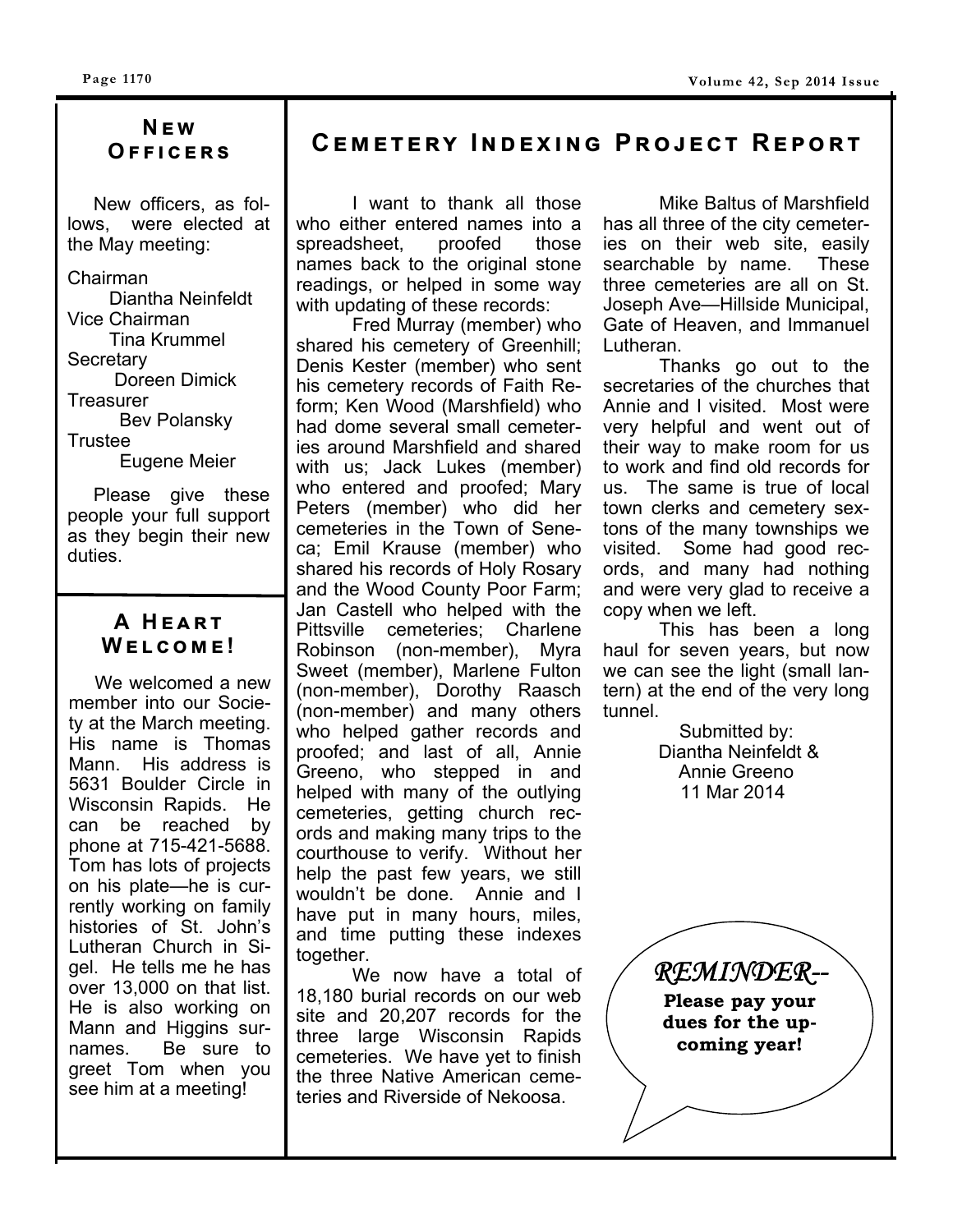## New Officers

New officers, as follows, were elected at the May meeting:

Chairman
Diantha Neinfeldt
Vice Chairman
Tina Krummel
Secretary
Doreen Dimick
Treasurer
Bev Polansky
Trustee
Eugene Meier

Please give these people your full support as they begin their new duties.

## A Heart Welcome!

We welcomed a new member into our Society at the March meeting. His name is Thomas Mann. His address is 5631 Boulder Circle in Wisconsin Rapids. He can be reached by phone at 715-421-5688. Tom has lots of projects on his plate—he is currently working on family histories of St. John's Lutheran Church in Sigel. He tells me he has over 13,000 on that list. He is also working on Mann and Higgins surnames. Be sure to greet Tom when you see him at a meeting!

## Cemetery Indexing Project Report

I want to thank all those who either entered names into a spreadsheet, proofed those names back to the original stone readings, or helped in some way with updating of these records:

Fred Murray (member) who shared his cemetery of Greenhill; Denis Kester (member) who sent his cemetery records of Faith Reform; Ken Wood (Marshfield) who had dome several small cemeteries around Marshfield and shared with us; Jack Lukes (member) who entered and proofed; Mary Peters (member) who did her cemeteries in the Town of Seneca; Emil Krause (member) who shared his records of Holy Rosary and the Wood County Poor Farm; Jan Castell who helped with the Pittsville cemeteries; Charlene Robinson (non-member), Myra Sweet (member), Marlene Fulton (non-member), Dorothy Raasch (non-member) and many others who helped gather records and proofed; and last of all, Annie Greeno, who stepped in and helped with many of the outlying cemeteries, getting church records and making many trips to the courthouse to verify. Without her help the past few years, we still wouldn't be done. Annie and I have put in many hours, miles, and time putting these indexes together.

We now have a total of 18,180 burial records on our web site and 20,207 records for the three large Wisconsin Rapids cemeteries. We have yet to finish the three Native American cemeteries and Riverside of Nekoosa.

Mike Baltus of Marshfield has all three of the city cemeteries on their web site, easily searchable by name. These three cemeteries are all on St. Joseph Ave—Hillside Municipal, Gate of Heaven, and Immanuel Lutheran.

Thanks go out to the secretaries of the churches that Annie and I visited. Most were very helpful and went out of their way to make room for us to work and find old records for us. The same is true of local town clerks and cemetery sextons of the many townships we visited. Some had good records, and many had nothing and were very glad to receive a copy when we left.

This has been a long haul for seven years, but now we can see the light (small lantern) at the end of the very long tunnel.

Submitted by:
Diantha Neinfeldt &
Annie Greeno
11 Mar 2014

*REMINDER--*
**Please pay your dues for the upcoming year!**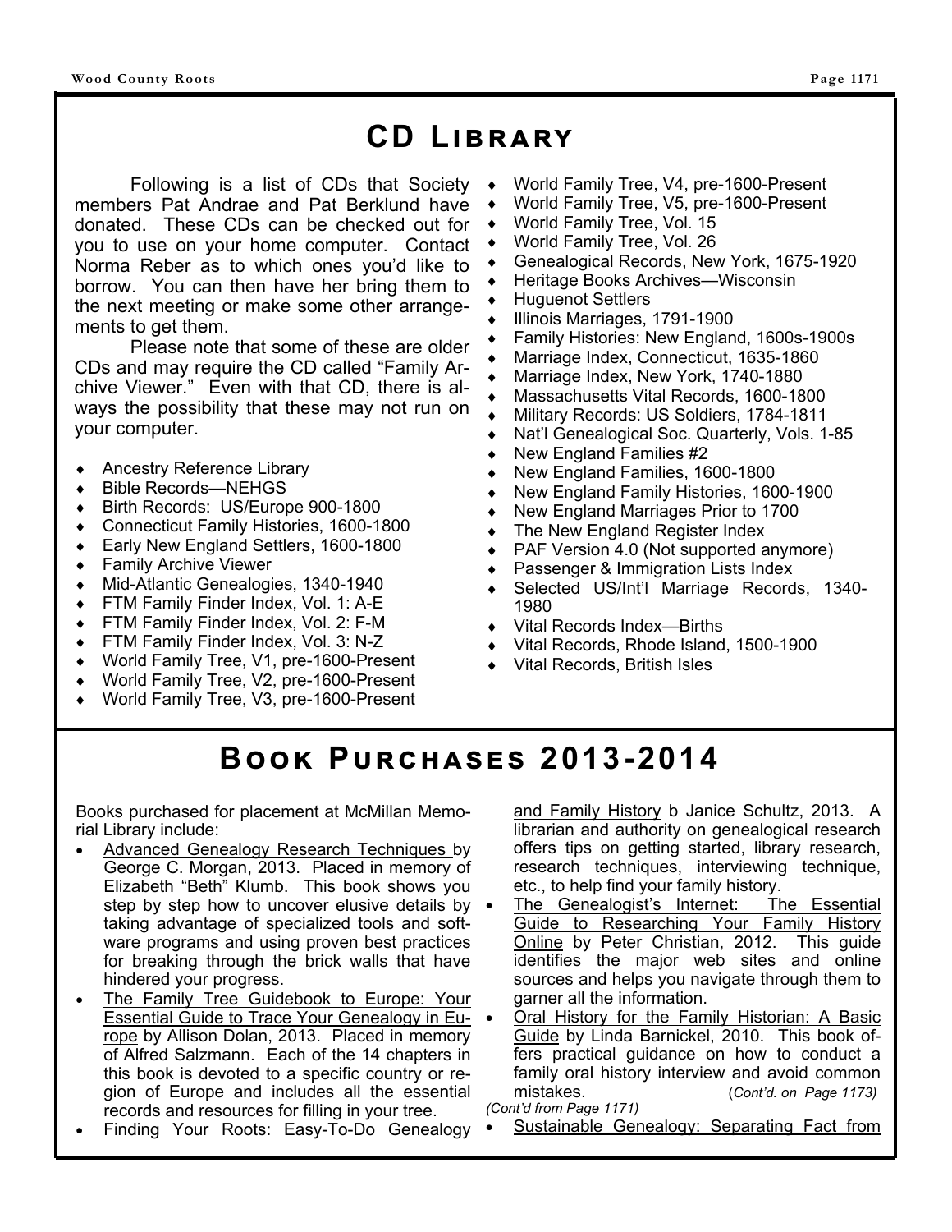# CD Library

Following is a list of CDs that Society members Pat Andrae and Pat Berklund have donated. These CDs can be checked out for you to use on your home computer. Contact Norma Reber as to which ones you'd like to borrow. You can then have her bring them to the next meeting or make some other arrangements to get them.

Please note that some of these are older CDs and may require the CD called "Family Archive Viewer." Even with that CD, there is always the possibility that these may not run on your computer.

- Ancestry Reference Library
- Bible Records—NEHGS
- Birth Records: US/Europe 900-1800
- Connecticut Family Histories, 1600-1800
- Early New England Settlers, 1600-1800
- Family Archive Viewer
- Mid-Atlantic Genealogies, 1340-1940
- FTM Family Finder Index, Vol. 1: A-E
- FTM Family Finder Index, Vol. 2: F-M
- FTM Family Finder Index, Vol. 3: N-Z
- World Family Tree, V1, pre-1600-Present
- World Family Tree, V2, pre-1600-Present
- World Family Tree, V3, pre-1600-Present
- World Family Tree, V4, pre-1600-Present
- World Family Tree, V5, pre-1600-Present
- World Family Tree, Vol. 15
- World Family Tree, Vol. 26
- Genealogical Records, New York, 1675-1920
- Heritage Books Archives—Wisconsin
- Huguenot Settlers
- Illinois Marriages, 1791-1900
- Family Histories: New England, 1600s-1900s
- Marriage Index, Connecticut, 1635-1860
- Marriage Index, New York, 1740-1880
- Massachusetts Vital Records, 1600-1800
- Military Records: US Soldiers, 1784-1811
- Nat'l Genealogical Soc. Quarterly, Vols. 1-85
- New England Families #2
- New England Families, 1600-1800
- New England Family Histories, 1600-1900
- New England Marriages Prior to 1700
- The New England Register Index
- PAF Version 4.0 (Not supported anymore)
- Passenger & Immigration Lists Index
- Selected US/Int'l Marriage Records, 1340-1980
- Vital Records Index—Births
- Vital Records, Rhode Island, 1500-1900
- Vital Records, British Isles

# Book Purchases 2013-2014

Books purchased for placement at McMillan Memorial Library include:

- Advanced Genealogy Research Techniques by George C. Morgan, 2013. Placed in memory of Elizabeth "Beth" Klumb. This book shows you step by step how to uncover elusive details by taking advantage of specialized tools and software programs and using proven best practices for breaking through the brick walls that have hindered your progress.
- The Family Tree Guidebook to Europe: Your Essential Guide to Trace Your Genealogy in Europe by Allison Dolan, 2013. Placed in memory of Alfred Salzmann. Each of the 14 chapters in this book is devoted to a specific country or region of Europe and includes all the essential records and resources for filling in your tree.
- Finding Your Roots: Easy-To-Do Genealogy and Family History b Janice Schultz, 2013. A librarian and authority on genealogical research offers tips on getting started, library research, research techniques, interviewing technique, etc., to help find your family history.
- The Genealogist's Internet: The Essential Guide to Researching Your Family History Online by Peter Christian, 2012. This guide identifies the major web sites and online sources and helps you navigate through them to garner all the information.
- Oral History for the Family Historian: A Basic Guide by Linda Barnickel, 2010. This book offers practical guidance on how to conduct a family oral history interview and avoid common mistakes. *(Cont'd. on Page 1173)*

*(Cont'd from Page 1171)*

- Sustainable Genealogy: Separating Fact from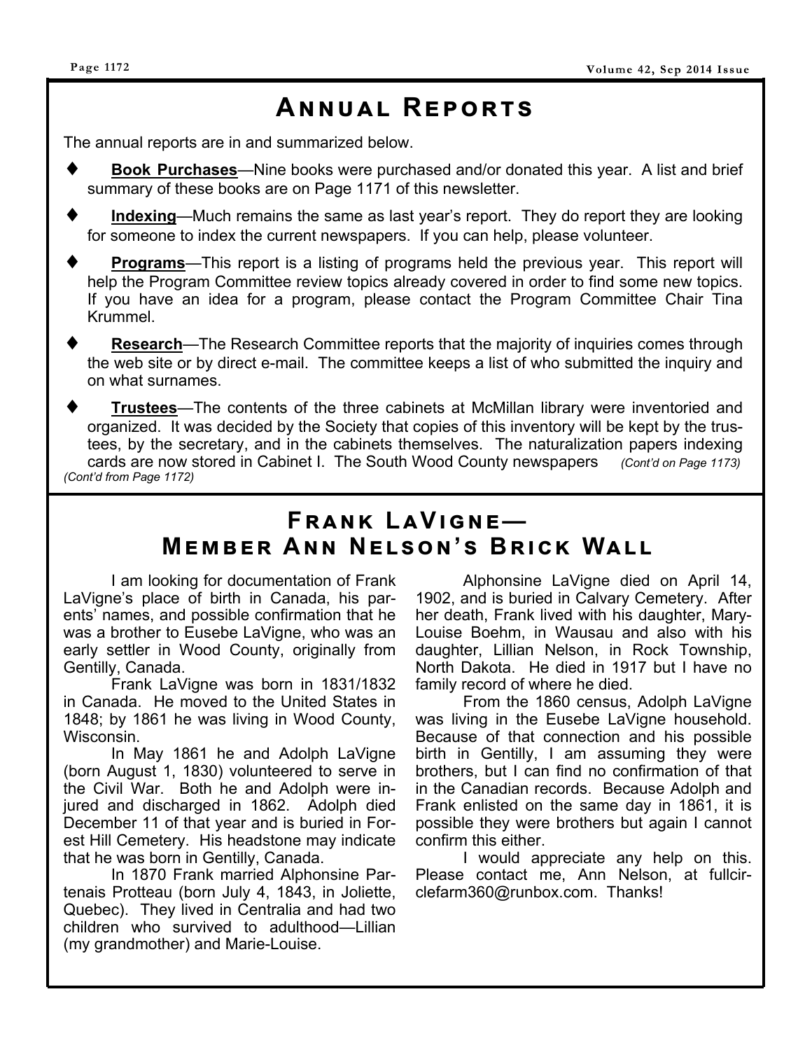# Annual Reports

The annual reports are in and summarized below.

- **Book Purchases**—Nine books were purchased and/or donated this year. A list and brief summary of these books are on Page 1171 of this newsletter.
- **Indexing**—Much remains the same as last year's report. They do report they are looking for someone to index the current newspapers. If you can help, please volunteer.
- **Programs**—This report is a listing of programs held the previous year. This report will help the Program Committee review topics already covered in order to find some new topics. If you have an idea for a program, please contact the Program Committee Chair Tina Krummel.
- **Research**—The Research Committee reports that the majority of inquiries comes through the web site or by direct e-mail. The committee keeps a list of who submitted the inquiry and on what surnames.
- **Trustees**—The contents of the three cabinets at McMillan library were inventoried and organized. It was decided by the Society that copies of this inventory will be kept by the trustees, by the secretary, and in the cabinets themselves. The naturalization papers indexing cards are now stored in Cabinet I. The South Wood County newspapers *(Cont'd on Page 1173)*

*(Cont'd from Page 1172)*

# Frank LaVigne— Member Ann Nelson's Brick Wall

I am looking for documentation of Frank LaVigne's place of birth in Canada, his parents' names, and possible confirmation that he was a brother to Eusebe LaVigne, who was an early settler in Wood County, originally from Gentilly, Canada.

Frank LaVigne was born in 1831/1832 in Canada. He moved to the United States in 1848; by 1861 he was living in Wood County, Wisconsin.

In May 1861 he and Adolph LaVigne (born August 1, 1830) volunteered to serve in the Civil War. Both he and Adolph were injured and discharged in 1862. Adolph died December 11 of that year and is buried in Forest Hill Cemetery. His headstone may indicate that he was born in Gentilly, Canada.

In 1870 Frank married Alphonsine Partenais Protteau (born July 4, 1843, in Joliette, Quebec). They lived in Centralia and had two children who survived to adulthood—Lillian (my grandmother) and Marie-Louise.

Alphonsine LaVigne died on April 14, 1902, and is buried in Calvary Cemetery. After her death, Frank lived with his daughter, Mary-Louise Boehm, in Wausau and also with his daughter, Lillian Nelson, in Rock Township, North Dakota. He died in 1917 but I have no family record of where he died.

From the 1860 census, Adolph LaVigne was living in the Eusebe LaVigne household. Because of that connection and his possible birth in Gentilly, I am assuming they were brothers, but I can find no confirmation of that in the Canadian records. Because Adolph and Frank enlisted on the same day in 1861, it is possible they were brothers but again I cannot confirm this either.

I would appreciate any help on this. Please contact me, Ann Nelson, at fullcirclefarm360@runbox.com. Thanks!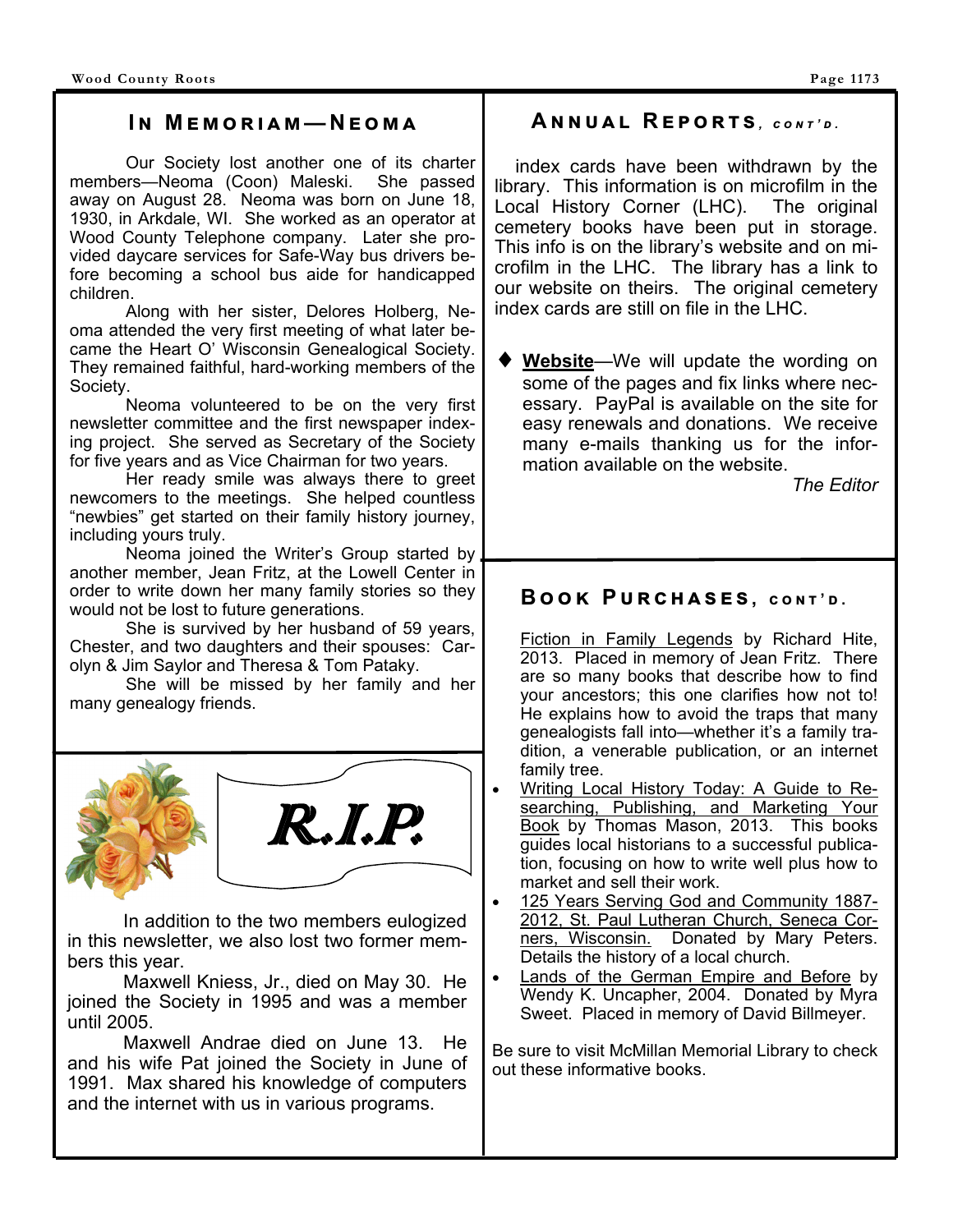## In Memoriam—Neoma

Our Society lost another one of its charter members—Neoma (Coon) Maleski. She passed away on August 28. Neoma was born on June 18, 1930, in Arkdale, WI. She worked as an operator at Wood County Telephone company. Later she provided daycare services for Safe-Way bus drivers before becoming a school bus aide for handicapped children.

Along with her sister, Delores Holberg, Neoma attended the very first meeting of what later became the Heart O' Wisconsin Genealogical Society. They remained faithful, hard-working members of the Society.

Neoma volunteered to be on the very first newsletter committee and the first newspaper indexing project. She served as Secretary of the Society for five years and as Vice Chairman for two years.

Her ready smile was always there to greet newcomers to the meetings. She helped countless "newbies" get started on their family history journey, including yours truly.

Neoma joined the Writer's Group started by another member, Jean Fritz, at the Lowell Center in order to write down her many family stories so they would not be lost to future generations.

She is survived by her husband of 59 years, Chester, and two daughters and their spouses: Carolyn & Jim Saylor and Theresa & Tom Pataky.

She will be missed by her family and her many genealogy friends.

**R.I.P.**

In addition to the two members eulogized in this newsletter, we also lost two former members this year.

Maxwell Kniess, Jr., died on May 30. He joined the Society in 1995 and was a member until 2005.

Maxwell Andrae died on June 13. He and his wife Pat joined the Society in June of 1991. Max shared his knowledge of computers and the internet with us in various programs.

## Annual Reports, cont'd.

index cards have been withdrawn by the library. This information is on microfilm in the Local History Corner (LHC). The original cemetery books have been put in storage. This info is on the library's website and on microfilm in the LHC. The library has a link to our website on theirs. The original cemetery index cards are still on file in the LHC.

- **Website**—We will update the wording on some of the pages and fix links where necessary. PayPal is available on the site for easy renewals and donations. We receive many e-mails thanking us for the information available on the website.

*The Editor*

## Book Purchases, cont'd.

Fiction in Family Legends by Richard Hite, 2013. Placed in memory of Jean Fritz. There are so many books that describe how to find your ancestors; this one clarifies how not to! He explains how to avoid the traps that many genealogists fall into—whether it's a family tradition, a venerable publication, or an internet family tree.

- Writing Local History Today: A Guide to Researching, Publishing, and Marketing Your Book by Thomas Mason, 2013. This books guides local historians to a successful publication, focusing on how to write well plus how to market and sell their work.
- 125 Years Serving God and Community 1887-2012, St. Paul Lutheran Church, Seneca Corners, Wisconsin. Donated by Mary Peters. Details the history of a local church.
- Lands of the German Empire and Before by Wendy K. Uncapher, 2004. Donated by Myra Sweet. Placed in memory of David Billmeyer.

Be sure to visit McMillan Memorial Library to check out these informative books.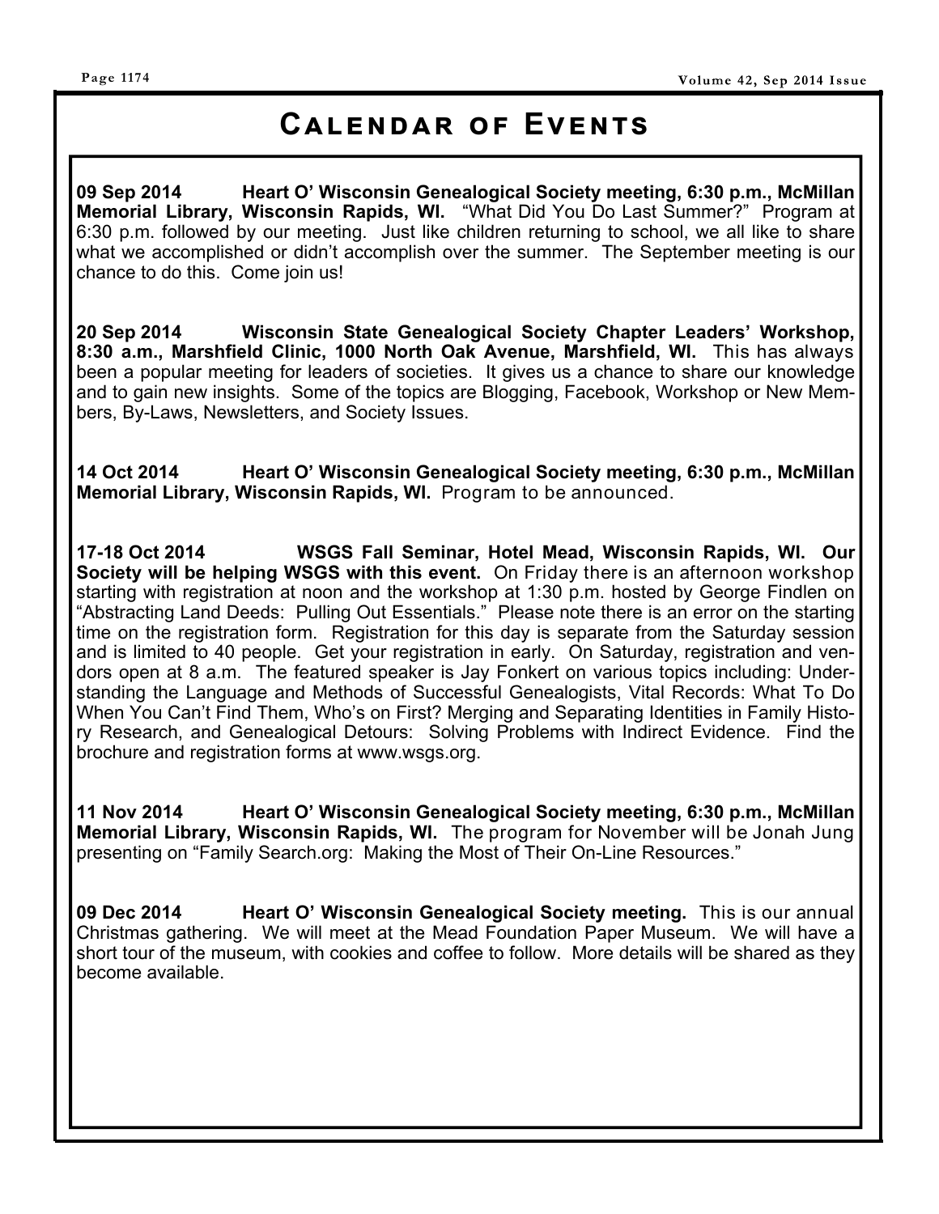# Calendar of Events

**09 Sep 2014 Heart O' Wisconsin Genealogical Society meeting, 6:30 p.m., McMillan Memorial Library, Wisconsin Rapids, WI.** "What Did You Do Last Summer?" Program at 6:30 p.m. followed by our meeting. Just like children returning to school, we all like to share what we accomplished or didn't accomplish over the summer. The September meeting is our chance to do this. Come join us!

**20 Sep 2014 Wisconsin State Genealogical Society Chapter Leaders' Workshop, 8:30 a.m., Marshfield Clinic, 1000 North Oak Avenue, Marshfield, WI.** This has always been a popular meeting for leaders of societies. It gives us a chance to share our knowledge and to gain new insights. Some of the topics are Blogging, Facebook, Workshop or New Members, By-Laws, Newsletters, and Society Issues.

**14 Oct 2014 Heart O' Wisconsin Genealogical Society meeting, 6:30 p.m., McMillan Memorial Library, Wisconsin Rapids, WI.** Program to be announced.

**17-18 Oct 2014 WSGS Fall Seminar, Hotel Mead, Wisconsin Rapids, WI. Our Society will be helping WSGS with this event.** On Friday there is an afternoon workshop starting with registration at noon and the workshop at 1:30 p.m. hosted by George Findlen on "Abstracting Land Deeds: Pulling Out Essentials." Please note there is an error on the starting time on the registration form. Registration for this day is separate from the Saturday session and is limited to 40 people. Get your registration in early. On Saturday, registration and vendors open at 8 a.m. The featured speaker is Jay Fonkert on various topics including: Understanding the Language and Methods of Successful Genealogists, Vital Records: What To Do When You Can't Find Them, Who's on First? Merging and Separating Identities in Family History Research, and Genealogical Detours: Solving Problems with Indirect Evidence. Find the brochure and registration forms at www.wsgs.org.

**11 Nov 2014 Heart O' Wisconsin Genealogical Society meeting, 6:30 p.m., McMillan Memorial Library, Wisconsin Rapids, WI.** The program for November will be Jonah Jung presenting on "Family Search.org: Making the Most of Their On-Line Resources."

**09 Dec 2014 Heart O' Wisconsin Genealogical Society meeting.** This is our annual Christmas gathering. We will meet at the Mead Foundation Paper Museum. We will have a short tour of the museum, with cookies and coffee to follow. More details will be shared as they become available.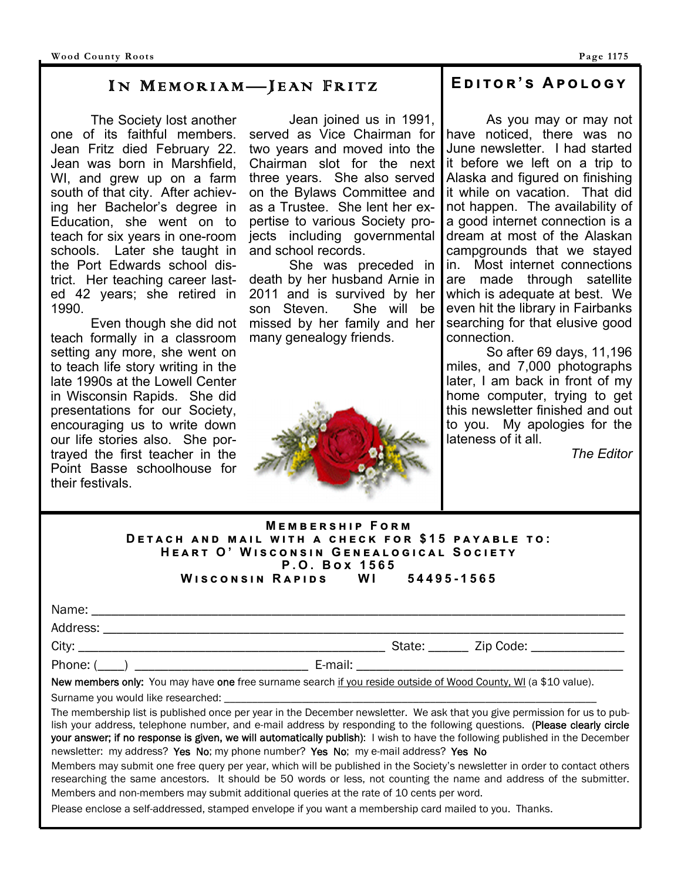## In Memoriam—Jean Fritz

The Society lost another one of its faithful members. Jean Fritz died February 22. Jean was born in Marshfield, WI, and grew up on a farm south of that city. After achieving her Bachelor's degree in Education, she went on to teach for six years in one-room schools. Later she taught in the Port Edwards school district. Her teaching career lasted 42 years; she retired in 1990.

Even though she did not teach formally in a classroom setting any more, she went on to teach life story writing in the late 1990s at the Lowell Center in Wisconsin Rapids. She did presentations for our Society, encouraging us to write down our life stories also. She portrayed the first teacher in the Point Basse schoolhouse for their festivals.

Jean joined us in 1991, served as Vice Chairman for two years and moved into the Chairman slot for the next three years. She also served on the Bylaws Committee and as a Trustee. She lent her expertise to various Society projects including governmental and school records.

She was preceded in death by her husband Arnie in 2011 and is survived by her son Steven. She will be missed by her family and her many genealogy friends.

## Editor's Apology

As you may or may not have noticed, there was no June newsletter. I had started it before we left on a trip to Alaska and figured on finishing it while on vacation. That did not happen. The availability of a good internet connection is a dream at most of the Alaskan campgrounds that we stayed in. Most internet connections are made through satellite which is adequate at best. We even hit the library in Fairbanks searching for that elusive good connection.

So after 69 days, 11,196 miles, and 7,000 photographs later, I am back in front of my home computer, trying to get this newsletter finished and out to you. My apologies for the lateness of it all.

*The Editor*

## Membership Form

**Detach and mail with a check for $15 payable to:**
**Heart O' Wisconsin Genealogical Society**
**P.O. Box 1565**
**Wisconsin Rapids WI 54495-1565**

Name: ______________________________________________

Address: ____________________________________________

City: ______________________________ State: ______ Zip Code: ____________

Phone: (____) ______________________ E-mail: ______________________________

**New members only:** You may have **one** free surname search if you reside outside of Wood County, WI (a $10 value).

Surname you would like researched: ______________________________________

The membership list is published once per year in the December newsletter. We ask that you give permission for us to publish your address, telephone number, and e-mail address by responding to the following questions. **(Please clearly circle your answer; if no response is given, we will automatically publish):** I wish to have the following published in the December newsletter: my address? **Yes No**; my phone number? **Yes No**; my e-mail address? **Yes No**

Members may submit one free query per year, which will be published in the Society's newsletter in order to contact others researching the same ancestors. It should be 50 words or less, not counting the name and address of the submitter. Members and non-members may submit additional queries at the rate of 10 cents per word.

Please enclose a self-addressed, stamped envelope if you want a membership card mailed to you. Thanks.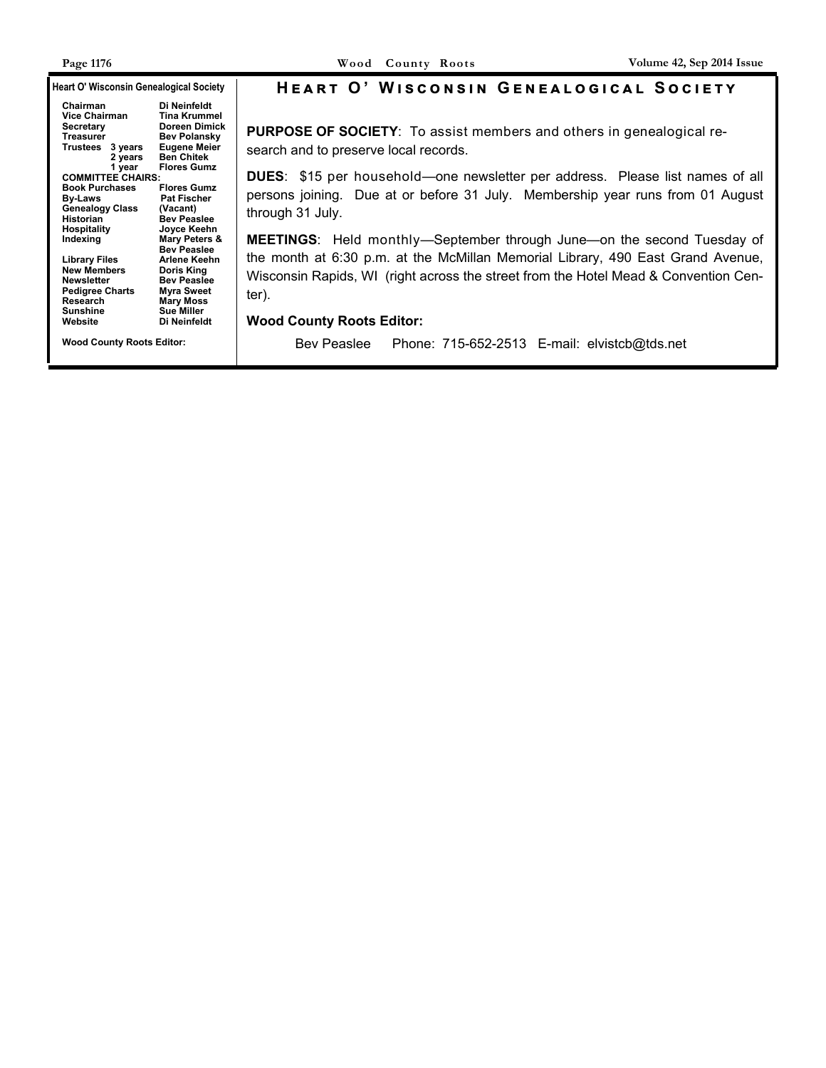**Heart O' Wisconsin Genealogical Society**

| | | |
|---|---|---|
| Chairman | | Di Neinfeldt |
| Vice Chairman | | Tina Krummel |
| Secretary | | Doreen Dimick |
| Treasurer | | Bev Polansky |
| Trustees | 3 years | Eugene Meier |
| | 2 years | Ben Chitek |
| | 1 year | Flores Gumz |

**COMMITTEE CHAIRS:**

| | |
|---|---|
| Book Purchases | Flores Gumz |
| By-Laws | Pat Fischer |
| Genealogy Class | (Vacant) |
| Historian | Bev Peaslee |
| Hospitality | Joyce Keehn |
| Indexing | Mary Peters & Bev Peaslee |
| Library Files | Arlene Keehn |
| New Members | Doris King |
| Newsletter | Bev Peaslee |
| Pedigree Charts | Myra Sweet |
| Research | Mary Moss |
| Sunshine | Sue Miller |
| Website | Di Neinfeldt |

**Wood County Roots Editor:**

# HEART O' WISCONSIN GENEALOGICAL SOCIETY

**PURPOSE OF SOCIETY**: To assist members and others in genealogical research and to preserve local records.

**DUES**: $15 per household—one newsletter per address. Please list names of all persons joining. Due at or before 31 July. Membership year runs from 01 August through 31 July.

**MEETINGS**: Held monthly—September through June—on the second Tuesday of the month at 6:30 p.m. at the McMillan Memorial Library, 490 East Grand Avenue, Wisconsin Rapids, WI (right across the street from the Hotel Mead & Convention Center).

**Wood County Roots Editor:**

Bev Peaslee Phone: 715-652-2513 E-mail: elvistcb@tds.net